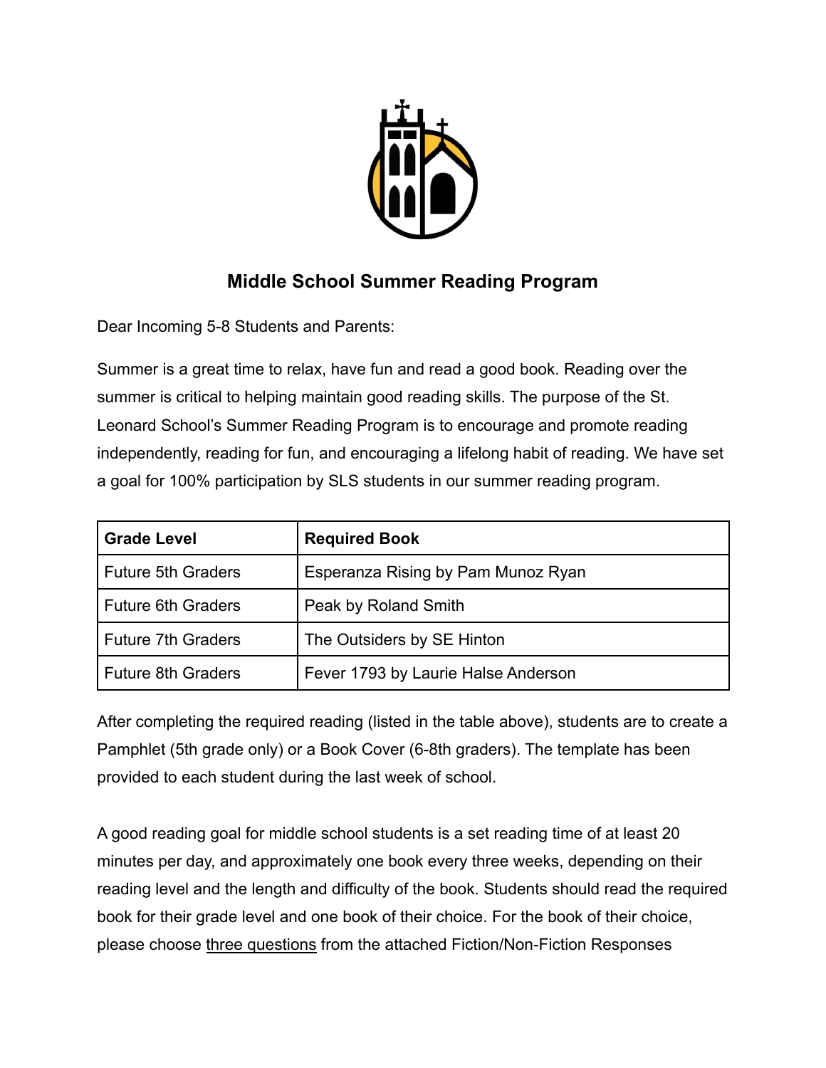## Middle School Summer Reading Program

Dear Incoming 5-8 Students and Parents:

Summer is a great time to relax, have fun and read a good book. Reading over the summer is critical to helping maintain good reading skills. The purpose of the St. Leonard School's Summer Reading Program is to encourage and promote reading independently, reading for fun, and encouraging a lifelong habit of reading. We have set a goal for 100% participation by SLS students in our summer reading program.

| Grade Level | Required Book |
| --- | --- |
| Future 5th Graders | Esperanza Rising by Pam Munoz Ryan |
| Future 6th Graders | Peak by Roland Smith |
| Future 7th Graders | The Outsiders by SE Hinton |
| Future 8th Graders | Fever 1793 by Laurie Halse Anderson |

After completing the required reading (listed in the table above), students are to create a Pamphlet (5th grade only) or a Book Cover (6-8th graders). The template has been provided to each student during the last week of school.

A good reading goal for middle school students is a set reading time of at least 20 minutes per day, and approximately one book every three weeks, depending on their reading level and the length and difficulty of the book. Students should read the required book for their grade level and one book of their choice. For the book of their choice, please choose three questions from the attached Fiction/Non-Fiction Responses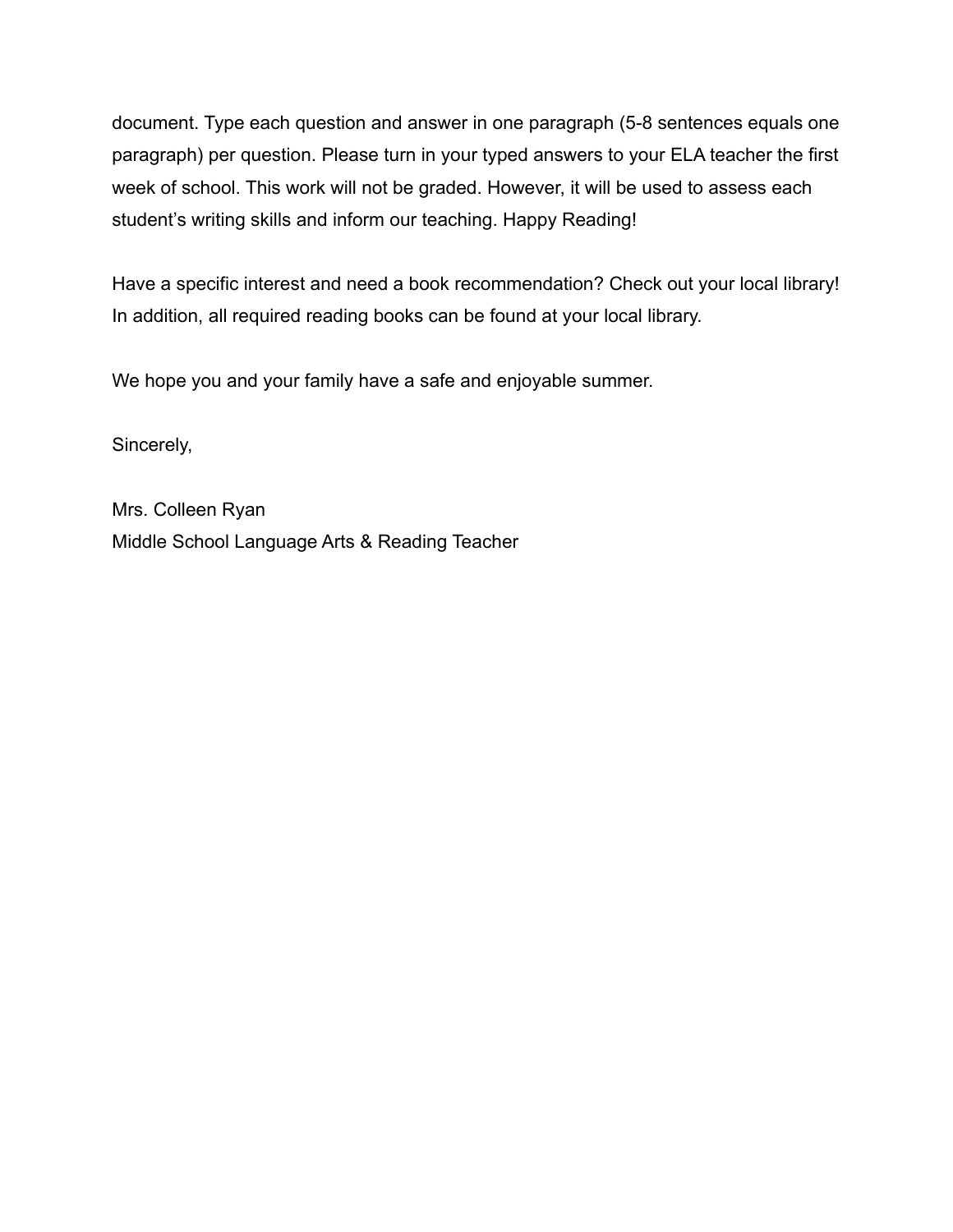document. Type each question and answer in one paragraph (5-8 sentences equals one paragraph) per question. Please turn in your typed answers to your ELA teacher the first week of school. This work will not be graded. However, it will be used to assess each student's writing skills and inform our teaching. Happy Reading!

Have a specific interest and need a book recommendation? Check out your local library! In addition, all required reading books can be found at your local library.

We hope you and your family have a safe and enjoyable summer.

Sincerely,

Mrs. Colleen Ryan
Middle School Language Arts & Reading Teacher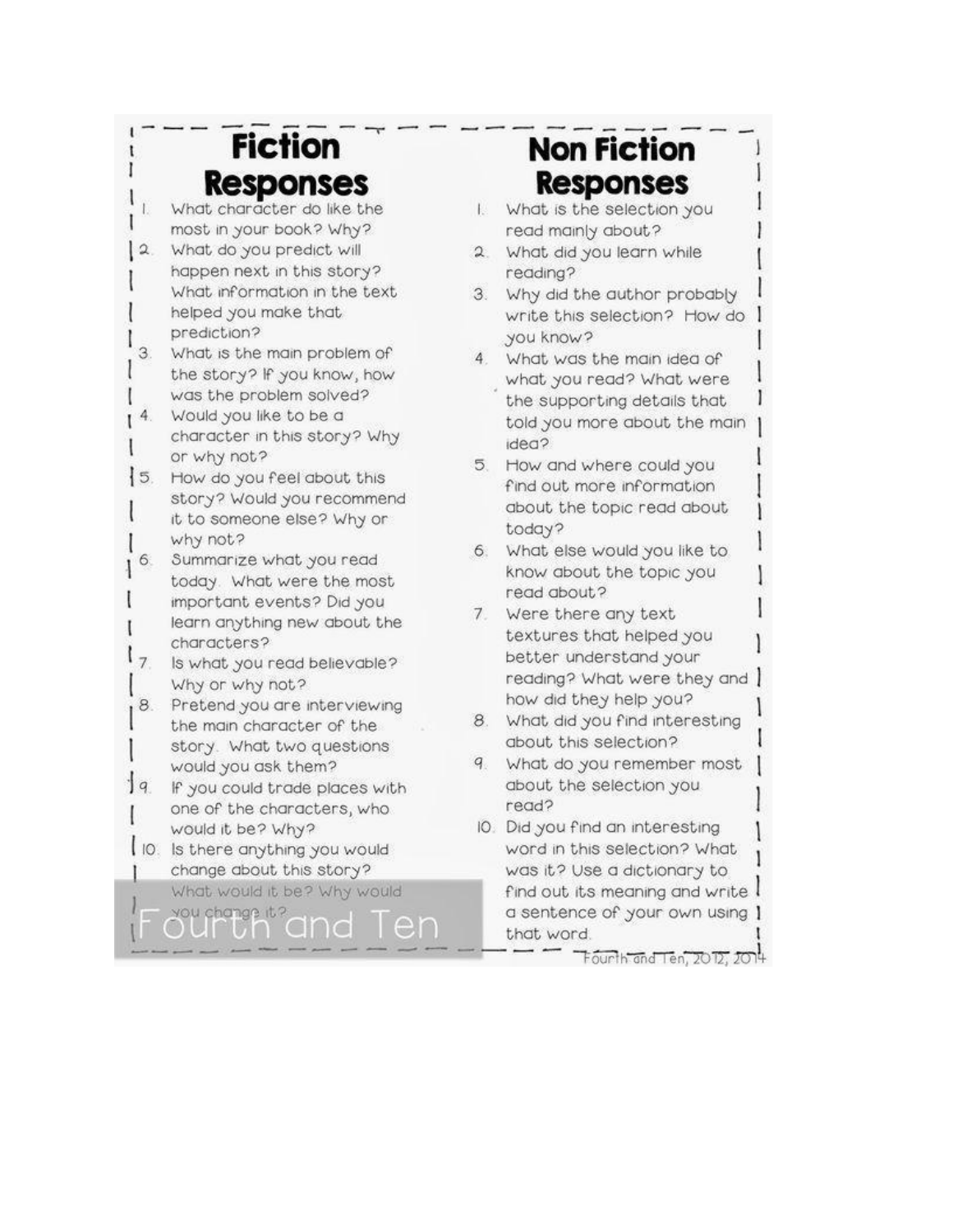# Fiction Responses

1. What character do like the most in your book? Why?
2. What do you predict will happen next in this story? What information in the text helped you make that prediction?
3. What is the main problem of the story? If you know, how was the problem solved?
4. Would you like to be a character in this story? Why or why not?
5. How do you feel about this story? Would you recommend it to someone else? Why or why not?
6. Summarize what you read today. What were the most important events? Did you learn anything new about the characters?
7. Is what you read believable? Why or why not?
8. Pretend you are interviewing the main character of the story. What two questions would you ask them?
9. If you could trade places with one of the characters, who would it be? Why?
10. Is there anything you would change about this story? What would it be? Why would you change it?

Fourth and Ten

# Non Fiction Responses

1. What is the selection you read mainly about?
2. What did you learn while reading?
3. Why did the author probably write this selection? How do you know?
4. What was the main idea of what you read? What were the supporting details that told you more about the main idea?
5. How and where could you find out more information about the topic read about today?
6. What else would you like to know about the topic you read about?
7. Were there any text textures that helped you better understand your reading? What were they and how did they help you?
8. What did you find interesting about this selection?
9. What do you remember most about the selection you read?
10. Did you find an interesting word in this selection? What was it? Use a dictionary to find out its meaning and write a sentence of your own using that word.

Fourth and Ten, 2012, 2014